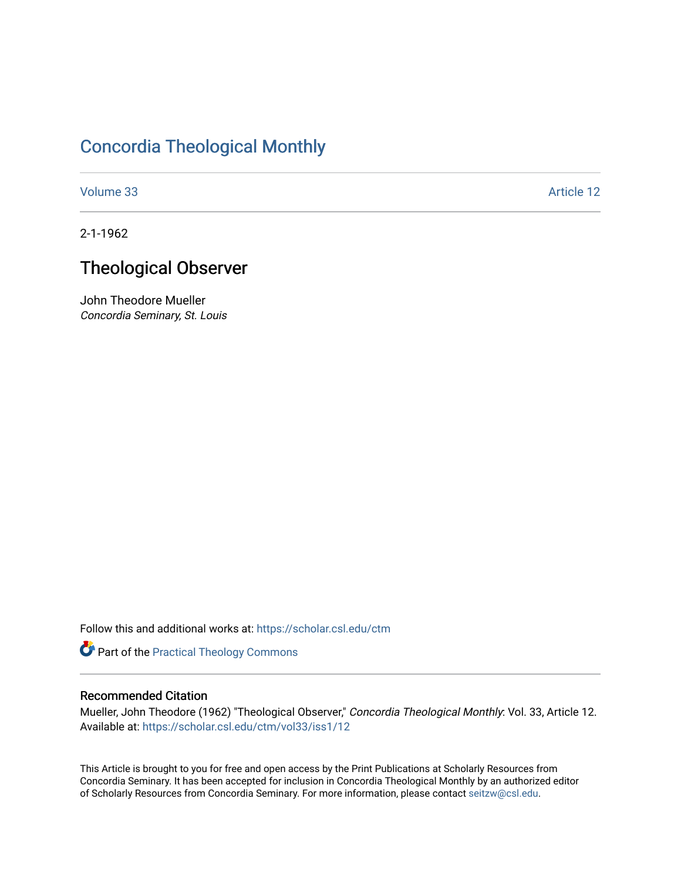# Concordia Theological Monthly

Volume 33 | Article 12

2-1-1962

## Theological Observer

John Theodore Mueller
*Concordia Seminary, St. Louis*

Follow this and additional works at: https://scholar.csl.edu/ctm

Part of the Practical Theology Commons

### Recommended Citation

Mueller, John Theodore (1962) "Theological Observer," *Concordia Theological Monthly*: Vol. 33, Article 12.
Available at: https://scholar.csl.edu/ctm/vol33/iss1/12

This Article is brought to you for free and open access by the Print Publications at Scholarly Resources from Concordia Seminary. It has been accepted for inclusion in Concordia Theological Monthly by an authorized editor of Scholarly Resources from Concordia Seminary. For more information, please contact seitzw@csl.edu.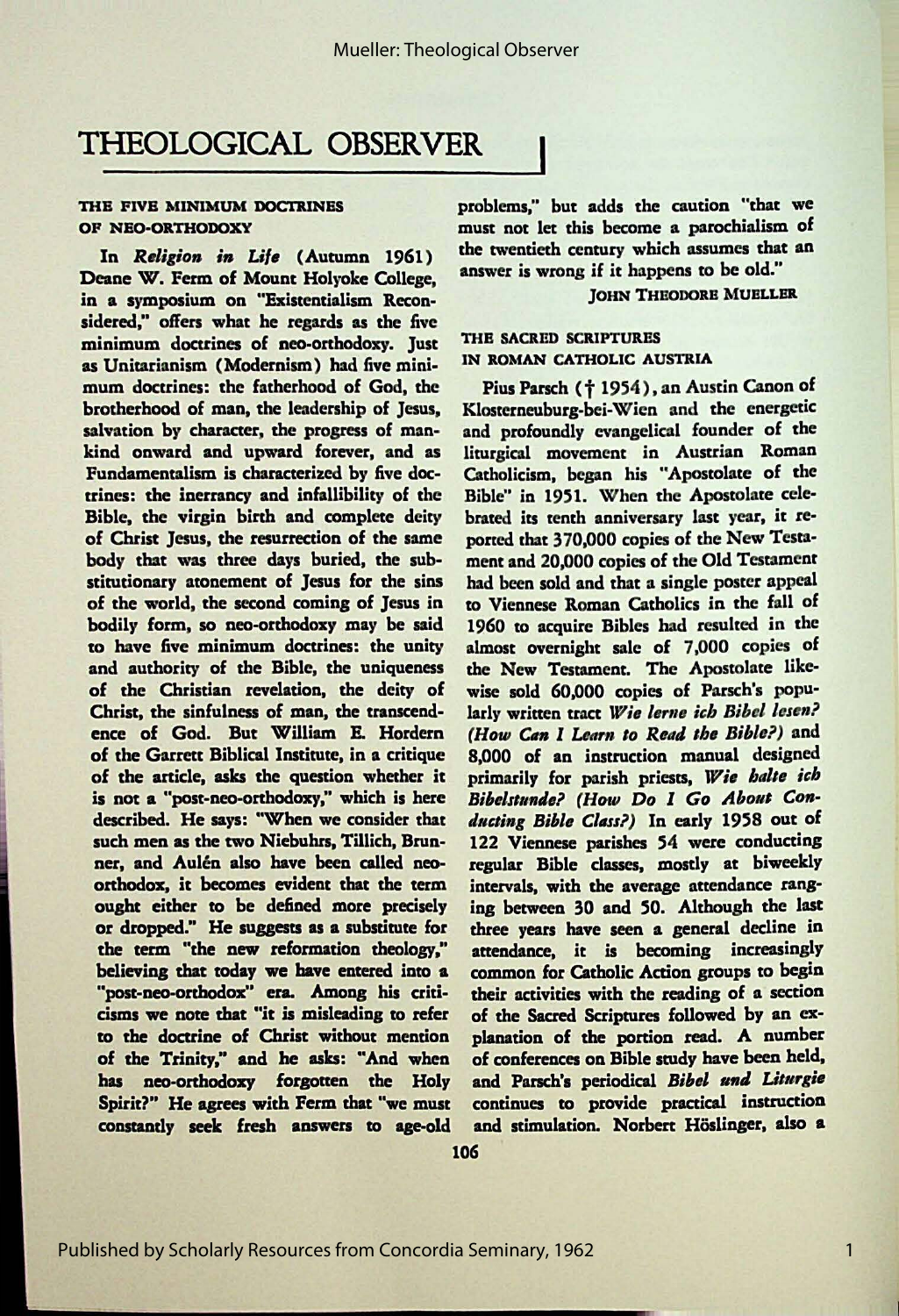# THEOLOGICAL OBSERVER

## THE FIVE MINIMUM DOCTRINES OF NEO-ORTHODOXY

In *Religion in Life* (Autumn 1961) Deane W. Ferm of Mount Holyoke College, in a symposium on "Existentialism Reconsidered," offers what he regards as the five minimum doctrines of neo-orthodoxy. Just as Unitarianism (Modernism) had five minimum doctrines: the fatherhood of God, the brotherhood of man, the leadership of Jesus, salvation by character, the progress of mankind onward and upward forever, and as Fundamentalism is characterized by five doctrines: the inerrancy and infallibility of the Bible, the virgin birth and complete deity of Christ Jesus, the resurrection of the same body that was three days buried, the substitutionary atonement of Jesus for the sins of the world, the second coming of Jesus in bodily form, so neo-orthodoxy may be said to have five minimum doctrines: the unity and authority of the Bible, the uniqueness of the Christian revelation, the deity of Christ, the sinfulness of man, the transcendence of God. But William E. Hordern of the Garrett Biblical Institute, in a critique of the article, asks the question whether it is not a "post-neo-orthodoxy," which is here described. He says: "When we consider that such men as the two Niebuhrs, Tillich, Brunner, and Aulén also have been called neo-orthodox, it becomes evident that the term ought either to be defined more precisely or dropped." He suggests as a substitute for the term "the new reformation theology," believing that today we have entered into a "post-neo-orthodox" era. Among his criticisms we note that "it is misleading to refer to the doctrine of Christ without mention of the Trinity," and he asks: "And when has neo-orthodoxy forgotten the Holy Spirit?" He agrees with Ferm that "we must constantly seek fresh answers to age-old problems," but adds the caution "that we must not let this become a parochialism of the twentieth century which assumes that an answer is wrong if it happens to be old."

JOHN THEODORE MUELLER

## THE SACRED SCRIPTURES IN ROMAN CATHOLIC AUSTRIA

Pius Parsch († 1954), an Austin Canon of Klosterneuburg-bei-Wien and the energetic and profoundly evangelical founder of the liturgical movement in Austrian Roman Catholicism, began his "Apostolate of the Bible" in 1951. When the Apostolate celebrated its tenth anniversary last year, it reported that 370,000 copies of the New Testament and 20,000 copies of the Old Testament had been sold and that a single poster appeal to Viennese Roman Catholics in the fall of 1960 to acquire Bibles had resulted in the almost overnight sale of 7,000 copies of the New Testament. The Apostolate likewise sold 60,000 copies of Parsch's popularly written tract *Wie lerne ich Bibel lesen? (How Can I Learn to Read the Bible?)* and 8,000 of an instruction manual designed primarily for parish priests, *Wie halte ich Bibelstunde? (How Do I Go About Conducting Bible Class?)* In early 1958 out of 122 Viennese parishes 54 were conducting regular Bible classes, mostly at biweekly intervals, with the average attendance ranging between 30 and 50. Although the last three years have seen a general decline in attendance, it is becoming increasingly common for Catholic Action groups to begin their activities with the reading of a section of the Sacred Scriptures followed by an explanation of the portion read. A number of conferences on Bible study have been held, and Parsch's periodical *Bibel und Liturgie* continues to provide practical instruction and stimulation. Norbert Höslinger, also a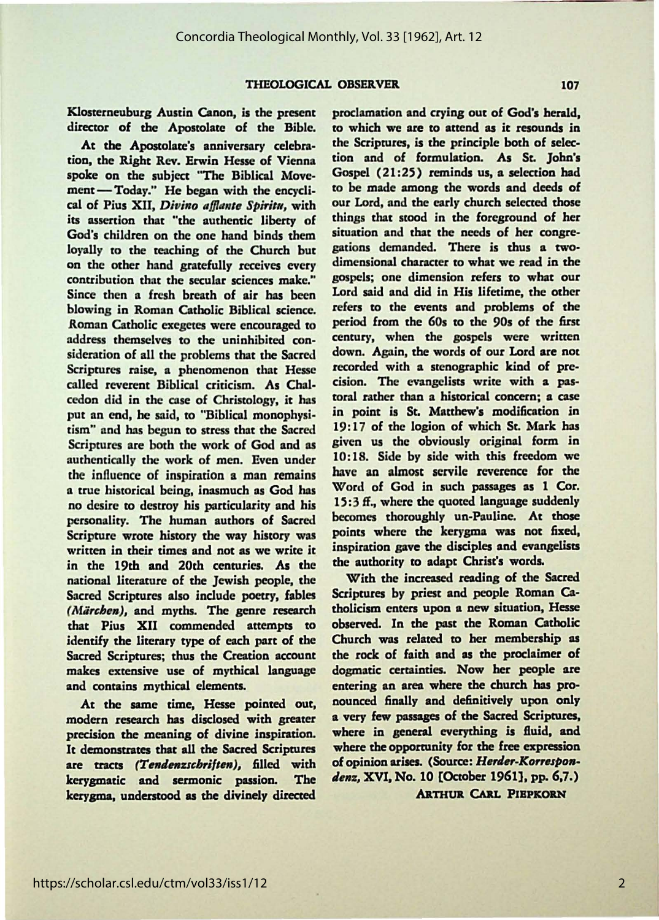Klosterneuburg Austin Canon, is the present director of the Apostolate of the Bible.

At the Apostolate's anniversary celebration, the Right Rev. Erwin Hesse of Vienna spoke on the subject "The Biblical Movement — Today." He began with the encyclical of Pius XII, ***Divino afflante Spiritu***, with its assertion that "the authentic liberty of God's children on the one hand binds them loyally to the teaching of the Church but on the other hand gratefully receives every contribution that the secular sciences make." Since then a fresh breath of air has been blowing in Roman Catholic Biblical science. Roman Catholic exegetes were encouraged to address themselves to the uninhibited consideration of all the problems that the Sacred Scriptures raise, a phenomenon that Hesse called reverent Biblical criticism. As Chalcedon did in the case of Christology, it has put an end, he said, to "Biblical monophysitism" and has begun to stress that the Sacred Scriptures are both the work of God and as authentically the work of men. Even under the influence of inspiration a man remains a true historical being, inasmuch as God has no desire to destroy his particularity and his personality. The human authors of Sacred Scripture wrote history the way history was written in their times and not as we write it in the 19th and 20th centuries. As the national literature of the Jewish people, the Sacred Scriptures also include poetry, fables ***(Märchen)***, and myths. The genre research that Pius XII commended attempts to identify the literary type of each part of the Sacred Scriptures; thus the Creation account makes extensive use of mythical language and contains mythical elements.

At the same time, Hesse pointed out, modern research has disclosed with greater precision the meaning of divine inspiration. It demonstrates that all the Sacred Scriptures are tracts ***(Tendenzschriften)***, filled with kerygmatic and sermonic passion. The kerygma, understood as the divinely directed proclamation and crying out of God's herald, to which we are to attend as it resounds in the Scriptures, is the principle both of selection and of formulation. As St. John's Gospel (21:25) reminds us, a selection had to be made among the words and deeds of our Lord, and the early church selected those things that stood in the foreground of her situation and that the needs of her congregations demanded. There is thus a two-dimensional character to what we read in the gospels; one dimension refers to what our Lord said and did in His lifetime, the other refers to the events and problems of the period from the 60s to the 90s of the first century, when the gospels were written down. Again, the words of our Lord are not recorded with a stenographic kind of precision. The evangelists write with a pastoral rather than a historical concern; a case in point is St. Matthew's modification in 19:17 of the logion of which St. Mark has given us the obviously original form in 10:18. Side by side with this freedom we have an almost servile reverence for the Word of God in such passages as 1 Cor. 15:3 ff., where the quoted language suddenly becomes thoroughly un-Pauline. At those points where the kerygma was not fixed, inspiration gave the disciples and evangelists the authority to adapt Christ's words.

With the increased reading of the Sacred Scriptures by priest and people Roman Catholicism enters upon a new situation, Hesse observed. In the past the Roman Catholic Church was related to her membership as the rock of faith and as the proclaimer of dogmatic certainties. Now her people are entering an area where the church has pronounced finally and definitively upon only a very few passages of the Sacred Scriptures, where in general everything is fluid, and where the opportunity for the free expression of opinion arises. (Source: ***Herder-Korrespondenz***, XVI, No. 10 [October 1961], pp. 6,7.)

ARTHUR CARL PIEPKORN